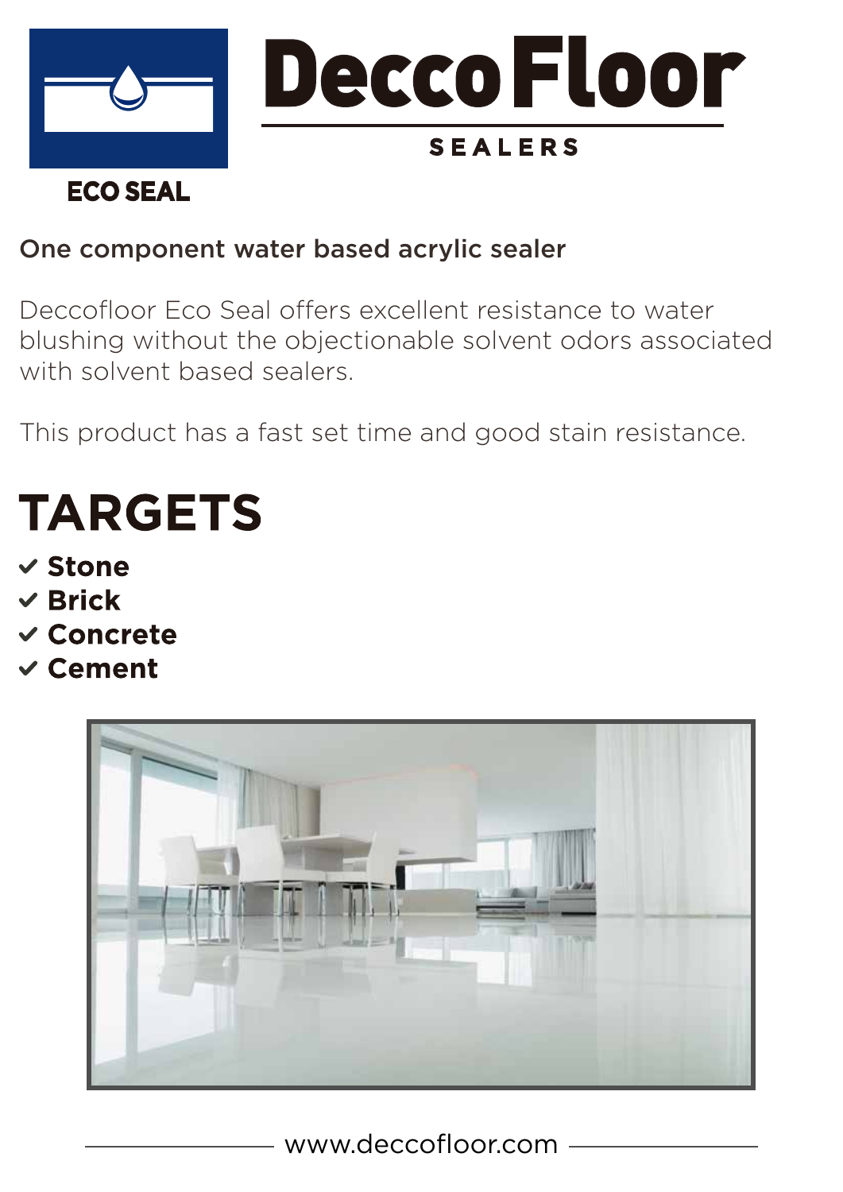# DeccoFloor

SEALERS

ECO SEAL

## One component water based acrylic sealer

Deccofloor Eco Seal offers excellent resistance to water blushing without the objectionable solvent odors associated with solvent based sealers.

This product has a fast set time and good stain resistance.

# TARGETS

- ✓ **Stone**
- ✓ **Brick**
- ✓ **Concrete**
- ✓ **Cement**

www.deccofloor.com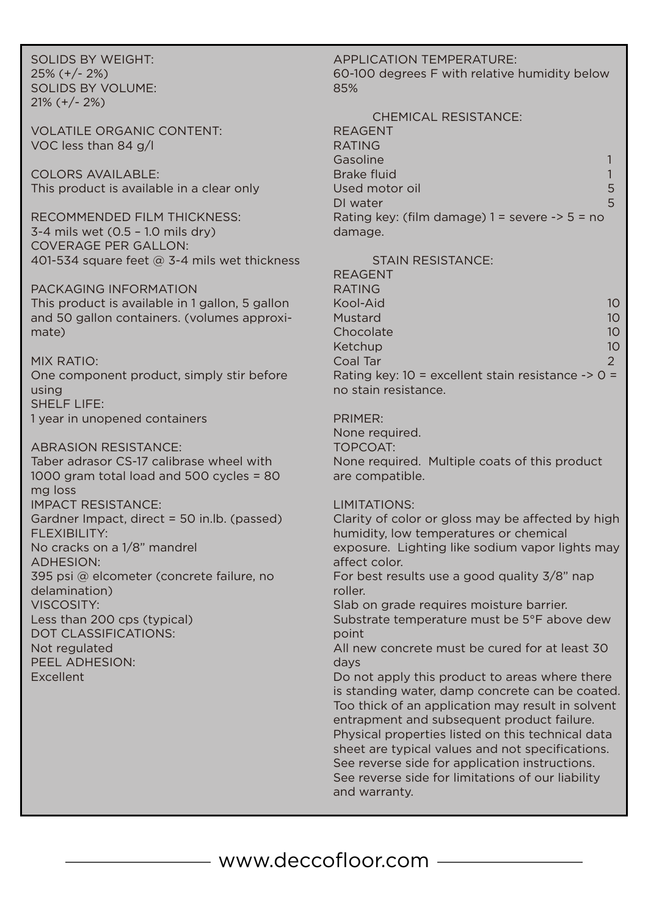SOLIDS BY WEIGHT:
25% (+/- 2%)
SOLIDS BY VOLUME:
21% (+/- 2%)

VOLATILE ORGANIC CONTENT:
VOC less than 84 g/l

COLORS AVAILABLE:
This product is available in a clear only

RECOMMENDED FILM THICKNESS:
3-4 mils wet (0.5 – 1.0 mils dry)
COVERAGE PER GALLON:
401-534 square feet @ 3-4 mils wet thickness

PACKAGING INFORMATION
This product is available in 1 gallon, 5 gallon and 50 gallon containers. (volumes approximate)

MIX RATIO:
One component product, simply stir before using
SHELF LIFE:
1 year in unopened containers

ABRASION RESISTANCE:
Taber adrasor CS-17 calibrase wheel with 1000 gram total load and 500 cycles = 80 mg loss
IMPACT RESISTANCE:
Gardner Impact, direct = 50 in.lb. (passed)
FLEXIBILITY:
No cracks on a 1/8" mandrel
ADHESION:
395 psi @ elcometer (concrete failure, no delamination)
VISCOSITY:
Less than 200 cps (typical)
DOT CLASSIFICATIONS:
Not regulated
PEEL ADHESION:
Excellent

APPLICATION TEMPERATURE:
60-100 degrees F with relative humidity below 85%

CHEMICAL RESISTANCE:

| REAGENT | RATING |
|---|---|
| Gasoline | 1 |
| Brake fluid | 1 |
| Used motor oil | 5 |
| DI water | 5 |

Rating key: (film damage) 1 = severe -> 5 = no damage.

STAIN RESISTANCE:

| REAGENT | RATING |
|---|---|
| Kool-Aid | 10 |
| Mustard | 10 |
| Chocolate | 10 |
| Ketchup | 10 |
| Coal Tar | 2 |

Rating key: 10 = excellent stain resistance -> 0 = no stain resistance.

PRIMER:
None required.
TOPCOAT:
None required. Multiple coats of this product are compatible.

LIMITATIONS:
Clarity of color or gloss may be affected by high humidity, low temperatures or chemical exposure. Lighting like sodium vapor lights may affect color.
For best results use a good quality 3/8" nap roller.
Slab on grade requires moisture barrier.
Substrate temperature must be 5°F above dew point
All new concrete must be cured for at least 30 days
Do not apply this product to areas where there is standing water, damp concrete can be coated.
Too thick of an application may result in solvent entrapment and subsequent product failure.
Physical properties listed on this technical data sheet are typical values and not specifications.
See reverse side for application instructions.
See reverse side for limitations of our liability and warranty.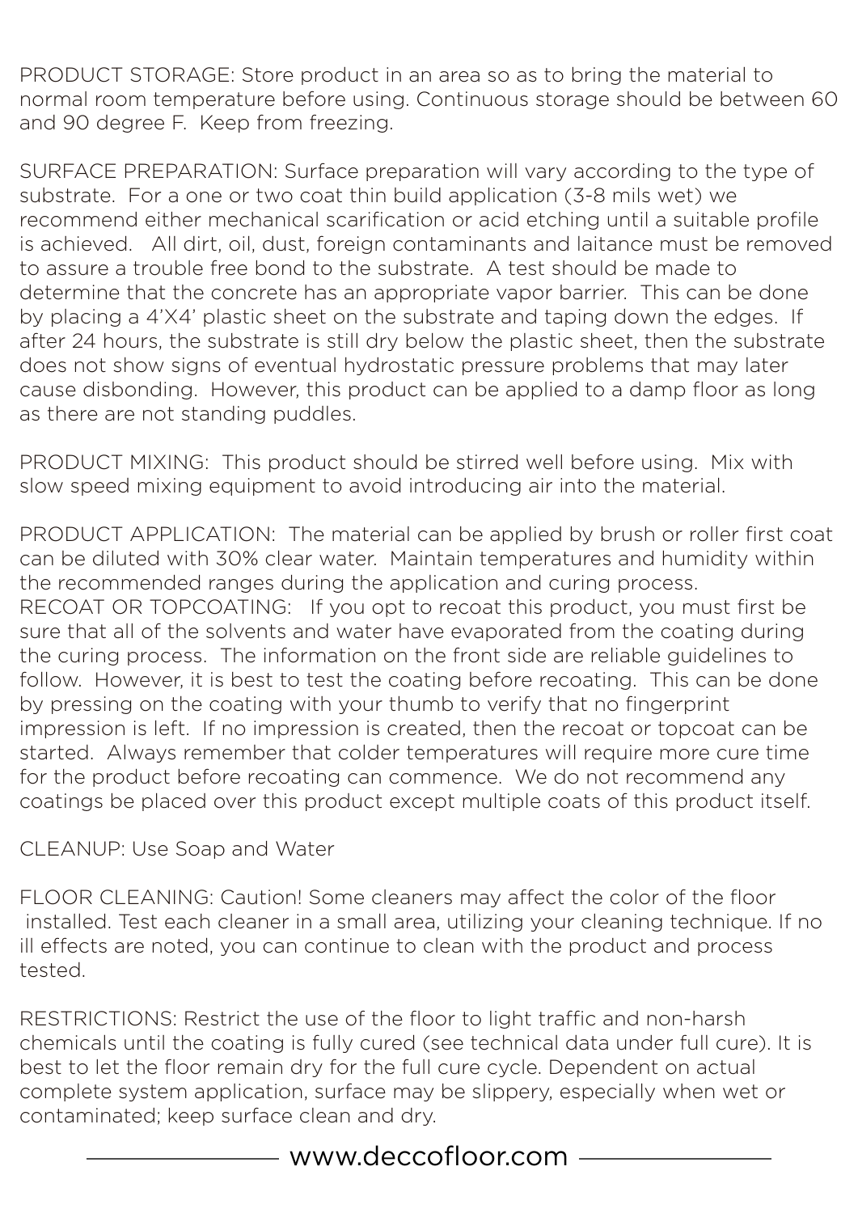PRODUCT STORAGE: Store product in an area so as to bring the material to normal room temperature before using. Continuous storage should be between 60 and 90 degree F. Keep from freezing.

SURFACE PREPARATION: Surface preparation will vary according to the type of substrate. For a one or two coat thin build application (3-8 mils wet) we recommend either mechanical scarification or acid etching until a suitable profile is achieved. All dirt, oil, dust, foreign contaminants and laitance must be removed to assure a trouble free bond to the substrate. A test should be made to determine that the concrete has an appropriate vapor barrier. This can be done by placing a 4'X4' plastic sheet on the substrate and taping down the edges. If after 24 hours, the substrate is still dry below the plastic sheet, then the substrate does not show signs of eventual hydrostatic pressure problems that may later cause disbonding. However, this product can be applied to a damp floor as long as there are not standing puddles.

PRODUCT MIXING: This product should be stirred well before using. Mix with slow speed mixing equipment to avoid introducing air into the material.

PRODUCT APPLICATION: The material can be applied by brush or roller first coat can be diluted with 30% clear water. Maintain temperatures and humidity within the recommended ranges during the application and curing process.
RECOAT OR TOPCOATING: If you opt to recoat this product, you must first be sure that all of the solvents and water have evaporated from the coating during the curing process. The information on the front side are reliable guidelines to follow. However, it is best to test the coating before recoating. This can be done by pressing on the coating with your thumb to verify that no fingerprint impression is left. If no impression is created, then the recoat or topcoat can be started. Always remember that colder temperatures will require more cure time for the product before recoating can commence. We do not recommend any coatings be placed over this product except multiple coats of this product itself.

CLEANUP: Use Soap and Water

FLOOR CLEANING: Caution! Some cleaners may affect the color of the floor installed. Test each cleaner in a small area, utilizing your cleaning technique. If no ill effects are noted, you can continue to clean with the product and process tested.

RESTRICTIONS: Restrict the use of the floor to light traffic and non-harsh chemicals until the coating is fully cured (see technical data under full cure). It is best to let the floor remain dry for the full cure cycle. Dependent on actual complete system application, surface may be slippery, especially when wet or contaminated; keep surface clean and dry.

www.deccofloor.com